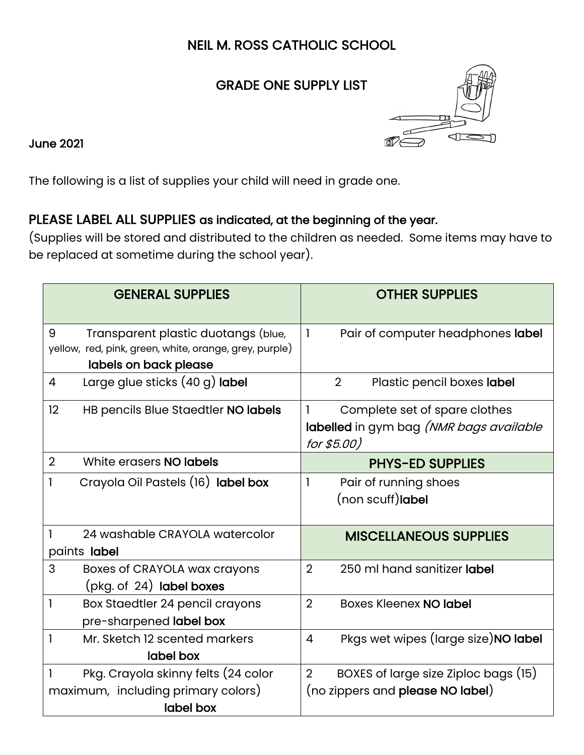# NEIL M. ROSS CATHOLIC SCHOOL

## GRADE ONE SUPPLY LIST

June 2021

The following is a list of supplies your child will need in grade one.

**PLEASE LABEL ALL SUPPLIES as indicated, at the beginning of the year.**
(Supplies will be stored and distributed to the children as needed. Some items may have to be replaced at sometime during the school year).

| GENERAL SUPPLIES | OTHER SUPPLIES |
|---|---|
| 9 Transparent plastic duotangs (blue, yellow, red, pink, green, white, orange, grey, purple) **labels on back please** | 1 Pair of computer headphones **label** |
| 4 Large glue sticks (40 g) **label** | 2 Plastic pencil boxes **label** |
| 12 HB pencils Blue Staedtler **NO labels** | 1 Complete set of spare clothes **labelled** in gym bag *(NMR bags available for $5.00)* |
| 2 White erasers **NO labels** | **PHYS-ED SUPPLIES** |
| 1 Crayola Oil Pastels (16) **label box** | 1 Pair of running shoes (non scuff)**label** |
| 1 24 washable CRAYOLA watercolor paints **label** | **MISCELLANEOUS SUPPLIES** |
| 3 Boxes of CRAYOLA wax crayons (pkg. of 24) **label boxes** | 2 250 ml hand sanitizer **label** |
| 1 Box Staedtler 24 pencil crayons pre-sharpened **label box** | 2 Boxes Kleenex **NO label** |
| 1 Mr. Sketch 12 scented markers **label box** | 4 Pkgs wet wipes (large size)**NO label** |
| 1 Pkg. Crayola skinny felts (24 color maximum, including primary colors) **label box** | 2 BOXES of large size Ziploc bags (15) (no zippers and **please NO label**) |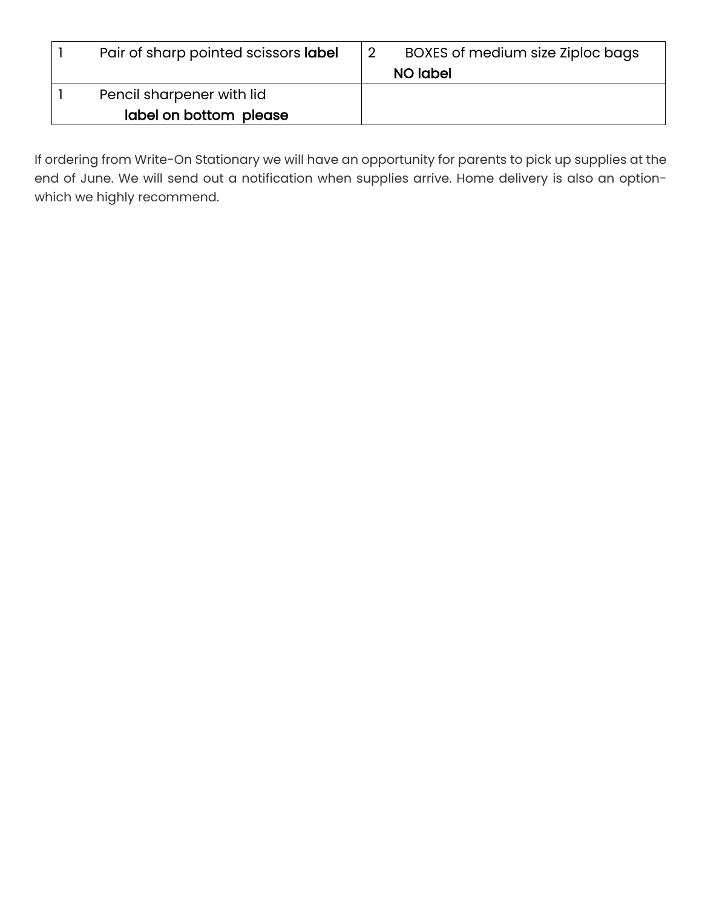| | | | |
|---|---|---|---|
| 1 | Pair of sharp pointed scissors **label** | 2 | BOXES of medium size Ziploc bags **NO label** |
| 1 | Pencil sharpener with lid **label on bottom please** | | |

If ordering from Write-On Stationary we will have an opportunity for parents to pick up supplies at the end of June. We will send out a notification when supplies arrive. Home delivery is also an option- which we highly recommend.